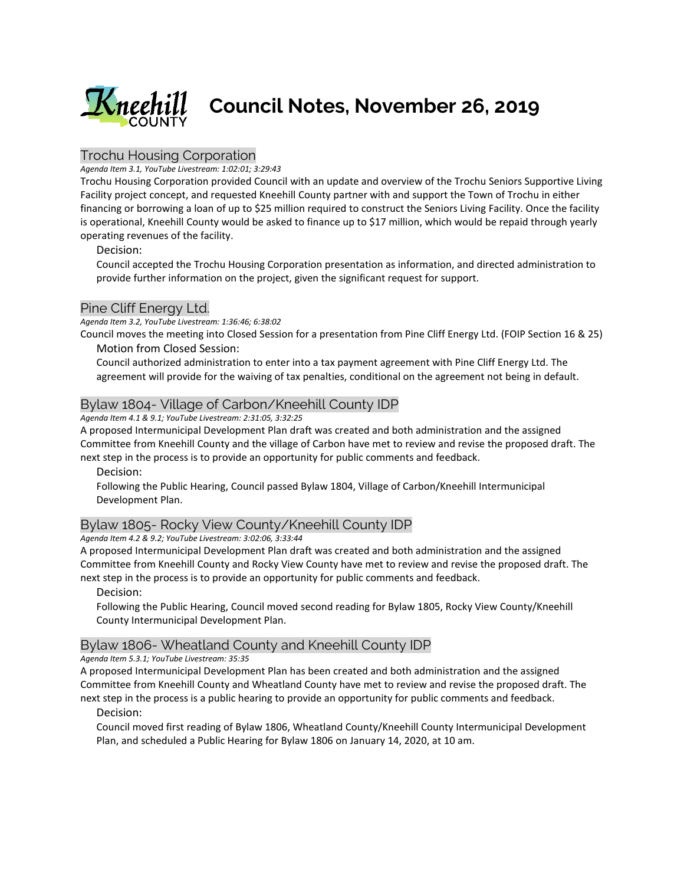# Council Notes, November 26, 2019

## Trochu Housing Corporation

*Agenda Item 3.1, YouTube Livestream: 1:02:01; 3:29:43*

Trochu Housing Corporation provided Council with an update and overview of the Trochu Seniors Supportive Living Facility project concept, and requested Kneehill County partner with and support the Town of Trochu in either financing or borrowing a loan of up to $25 million required to construct the Seniors Living Facility. Once the facility is operational, Kneehill County would be asked to finance up to $17 million, which would be repaid through yearly operating revenues of the facility.

Decision:

Council accepted the Trochu Housing Corporation presentation as information, and directed administration to provide further information on the project, given the significant request for support.

## Pine Cliff Energy Ltd.

*Agenda Item 3.2, YouTube Livestream: 1:36:46; 6:38:02*

Council moves the meeting into Closed Session for a presentation from Pine Cliff Energy Ltd. (FOIP Section 16 & 25)

Motion from Closed Session:

Council authorized administration to enter into a tax payment agreement with Pine Cliff Energy Ltd. The agreement will provide for the waiving of tax penalties, conditional on the agreement not being in default.

## Bylaw 1804- Village of Carbon/Kneehill County IDP

*Agenda Item 4.1 & 9.1; YouTube Livestream: 2:31:05, 3:32:25*

A proposed Intermunicipal Development Plan draft was created and both administration and the assigned Committee from Kneehill County and the village of Carbon have met to review and revise the proposed draft. The next step in the process is to provide an opportunity for public comments and feedback.

Decision:

Following the Public Hearing, Council passed Bylaw 1804, Village of Carbon/Kneehill Intermunicipal Development Plan.

## Bylaw 1805- Rocky View County/Kneehill County IDP

*Agenda Item 4.2 & 9.2; YouTube Livestream: 3:02:06, 3:33:44*

A proposed Intermunicipal Development Plan draft was created and both administration and the assigned Committee from Kneehill County and Rocky View County have met to review and revise the proposed draft. The next step in the process is to provide an opportunity for public comments and feedback.

Decision:

Following the Public Hearing, Council moved second reading for Bylaw 1805, Rocky View County/Kneehill County Intermunicipal Development Plan.

## Bylaw 1806- Wheatland County and Kneehill County IDP

*Agenda Item 5.3.1; YouTube Livestream: 35:35*

A proposed Intermunicipal Development Plan has been created and both administration and the assigned Committee from Kneehill County and Wheatland County have met to review and revise the proposed draft. The next step in the process is a public hearing to provide an opportunity for public comments and feedback.

Decision:

Council moved first reading of Bylaw 1806, Wheatland County/Kneehill County Intermunicipal Development Plan, and scheduled a Public Hearing for Bylaw 1806 on January 14, 2020, at 10 am.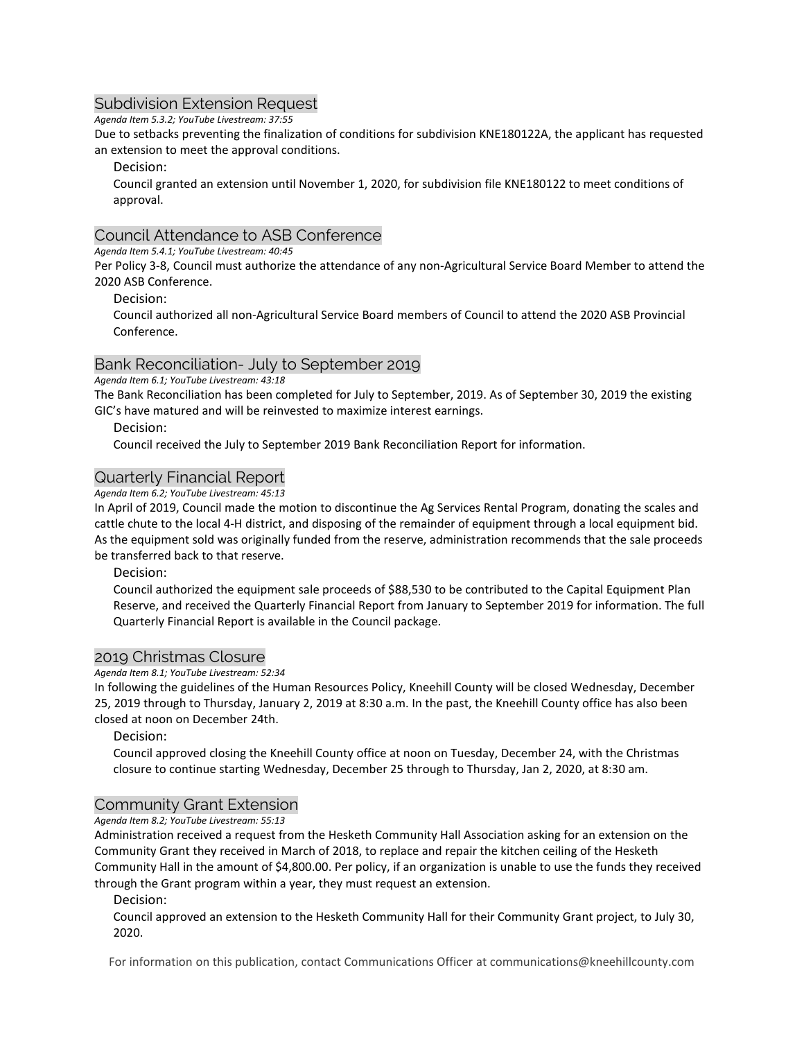## Subdivision Extension Request

*Agenda Item 5.3.2; YouTube Livestream: 37:55*

Due to setbacks preventing the finalization of conditions for subdivision KNE180122A, the applicant has requested an extension to meet the approval conditions.

### Decision:

Council granted an extension until November 1, 2020, for subdivision file KNE180122 to meet conditions of approval.

## Council Attendance to ASB Conference

*Agenda Item 5.4.1; YouTube Livestream: 40:45*

Per Policy 3-8, Council must authorize the attendance of any non-Agricultural Service Board Member to attend the 2020 ASB Conference.

### Decision:

Council authorized all non-Agricultural Service Board members of Council to attend the 2020 ASB Provincial Conference.

## Bank Reconciliation- July to September 2019

*Agenda Item 6.1; YouTube Livestream: 43:18*

The Bank Reconciliation has been completed for July to September, 2019. As of September 30, 2019 the existing GIC's have matured and will be reinvested to maximize interest earnings.

### Decision:

Council received the July to September 2019 Bank Reconciliation Report for information.

## Quarterly Financial Report

*Agenda Item 6.2; YouTube Livestream: 45:13*

In April of 2019, Council made the motion to discontinue the Ag Services Rental Program, donating the scales and cattle chute to the local 4-H district, and disposing of the remainder of equipment through a local equipment bid. As the equipment sold was originally funded from the reserve, administration recommends that the sale proceeds be transferred back to that reserve.

### Decision:

Council authorized the equipment sale proceeds of $88,530 to be contributed to the Capital Equipment Plan Reserve, and received the Quarterly Financial Report from January to September 2019 for information. The full Quarterly Financial Report is available in the Council package.

## 2019 Christmas Closure

*Agenda Item 8.1; YouTube Livestream: 52:34*

In following the guidelines of the Human Resources Policy, Kneehill County will be closed Wednesday, December 25, 2019 through to Thursday, January 2, 2019 at 8:30 a.m. In the past, the Kneehill County office has also been closed at noon on December 24th.

### Decision:

Council approved closing the Kneehill County office at noon on Tuesday, December 24, with the Christmas closure to continue starting Wednesday, December 25 through to Thursday, Jan 2, 2020, at 8:30 am.

## Community Grant Extension

*Agenda Item 8.2; YouTube Livestream: 55:13*

Administration received a request from the Hesketh Community Hall Association asking for an extension on the Community Grant they received in March of 2018, to replace and repair the kitchen ceiling of the Hesketh Community Hall in the amount of $4,800.00. Per policy, if an organization is unable to use the funds they received through the Grant program within a year, they must request an extension.

### Decision:

Council approved an extension to the Hesketh Community Hall for their Community Grant project, to July 30, 2020.

For information on this publication, contact Communications Officer at communications@kneehillcounty.com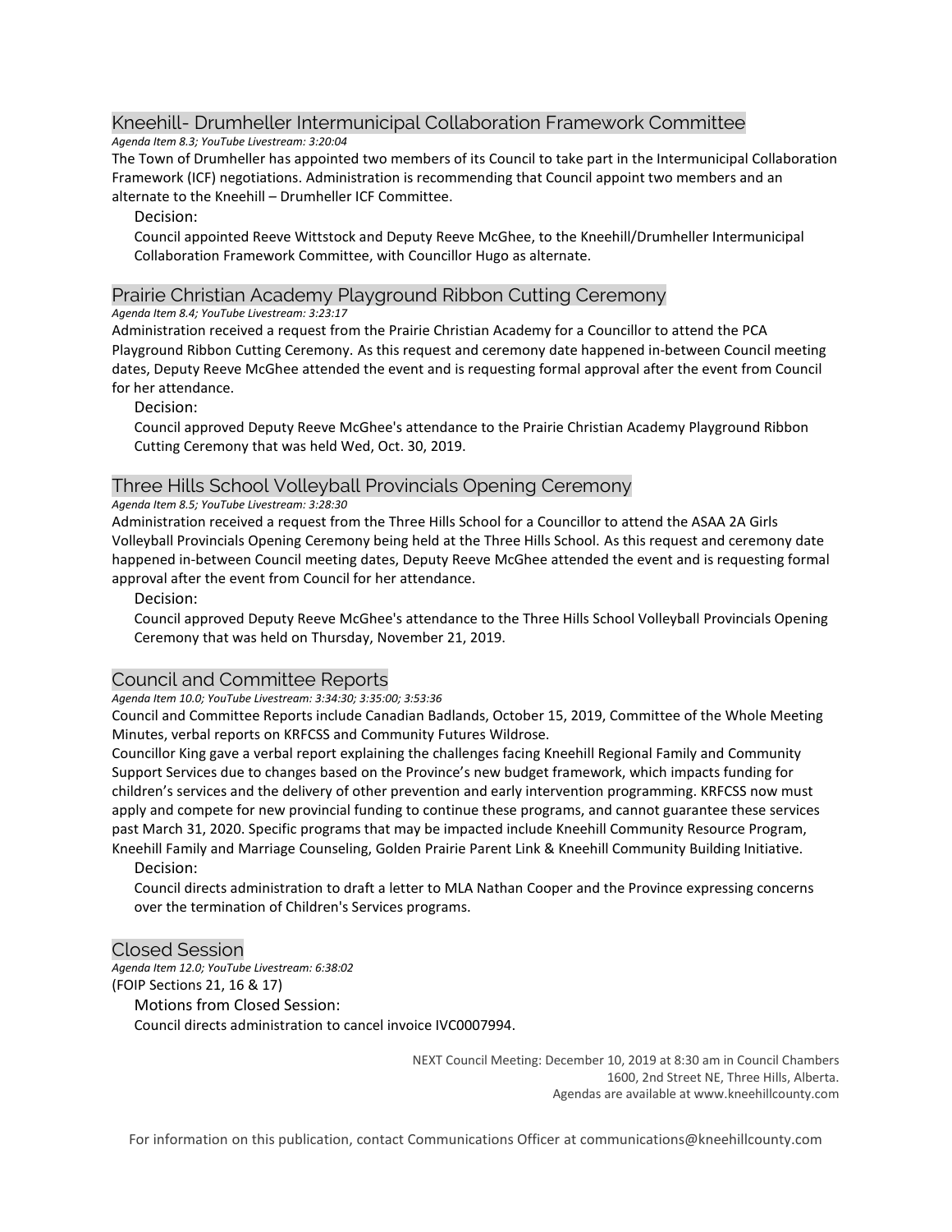## Kneehill- Drumheller Intermunicipal Collaboration Framework Committee

*Agenda Item 8.3; YouTube Livestream: 3:20:04*

The Town of Drumheller has appointed two members of its Council to take part in the Intermunicipal Collaboration Framework (ICF) negotiations. Administration is recommending that Council appoint two members and an alternate to the Kneehill – Drumheller ICF Committee.

Decision:

Council appointed Reeve Wittstock and Deputy Reeve McGhee, to the Kneehill/Drumheller Intermunicipal Collaboration Framework Committee, with Councillor Hugo as alternate.

## Prairie Christian Academy Playground Ribbon Cutting Ceremony

*Agenda Item 8.4; YouTube Livestream: 3:23:17*

Administration received a request from the Prairie Christian Academy for a Councillor to attend the PCA Playground Ribbon Cutting Ceremony. As this request and ceremony date happened in-between Council meeting dates, Deputy Reeve McGhee attended the event and is requesting formal approval after the event from Council for her attendance.

Decision:

Council approved Deputy Reeve McGhee's attendance to the Prairie Christian Academy Playground Ribbon Cutting Ceremony that was held Wed, Oct. 30, 2019.

## Three Hills School Volleyball Provincials Opening Ceremony

*Agenda Item 8.5; YouTube Livestream: 3:28:30*

Administration received a request from the Three Hills School for a Councillor to attend the ASAA 2A Girls Volleyball Provincials Opening Ceremony being held at the Three Hills School. As this request and ceremony date happened in-between Council meeting dates, Deputy Reeve McGhee attended the event and is requesting formal approval after the event from Council for her attendance.

Decision:

Council approved Deputy Reeve McGhee's attendance to the Three Hills School Volleyball Provincials Opening Ceremony that was held on Thursday, November 21, 2019.

## Council and Committee Reports

*Agenda Item 10.0; YouTube Livestream: 3:34:30; 3:35:00; 3:53:36*

Council and Committee Reports include Canadian Badlands, October 15, 2019, Committee of the Whole Meeting Minutes, verbal reports on KRFCSS and Community Futures Wildrose.

Councillor King gave a verbal report explaining the challenges facing Kneehill Regional Family and Community Support Services due to changes based on the Province's new budget framework, which impacts funding for children's services and the delivery of other prevention and early intervention programming. KRFCSS now must apply and compete for new provincial funding to continue these programs, and cannot guarantee these services past March 31, 2020. Specific programs that may be impacted include Kneehill Community Resource Program, Kneehill Family and Marriage Counseling, Golden Prairie Parent Link & Kneehill Community Building Initiative.

Decision:

Council directs administration to draft a letter to MLA Nathan Cooper and the Province expressing concerns over the termination of Children's Services programs.

## Closed Session

*Agenda Item 12.0; YouTube Livestream: 6:38:02*

(FOIP Sections 21, 16 & 17)

Motions from Closed Session:

Council directs administration to cancel invoice IVC0007994.

NEXT Council Meeting: December 10, 2019 at 8:30 am in Council Chambers
1600, 2nd Street NE, Three Hills, Alberta.
Agendas are available at www.kneehillcounty.com

For information on this publication, contact Communications Officer at communications@kneehillcounty.com